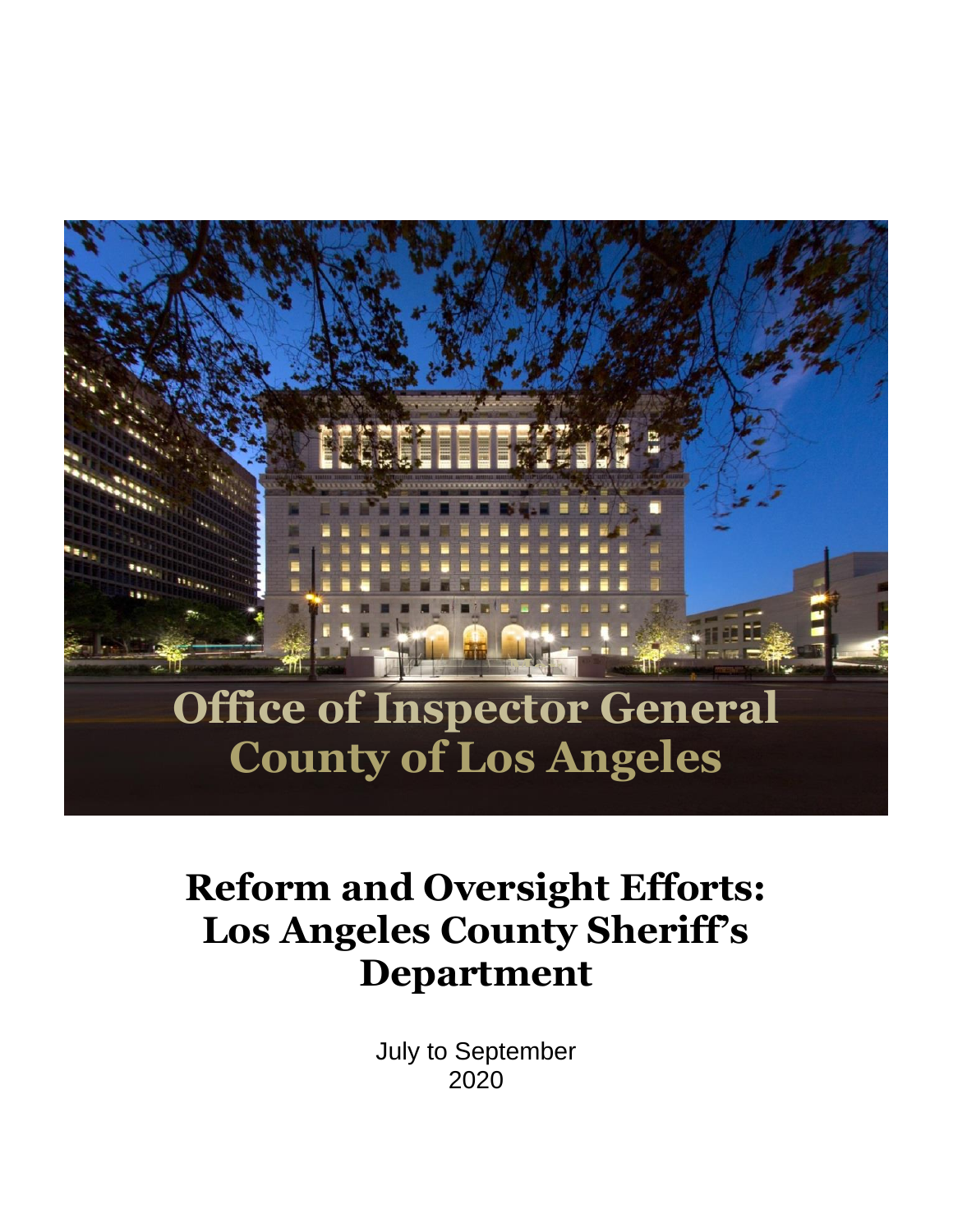# Office of Inspector General
# County of Los Angeles

# Reform and Oversight Efforts: Los Angeles County Sheriff's Department

July to September
2020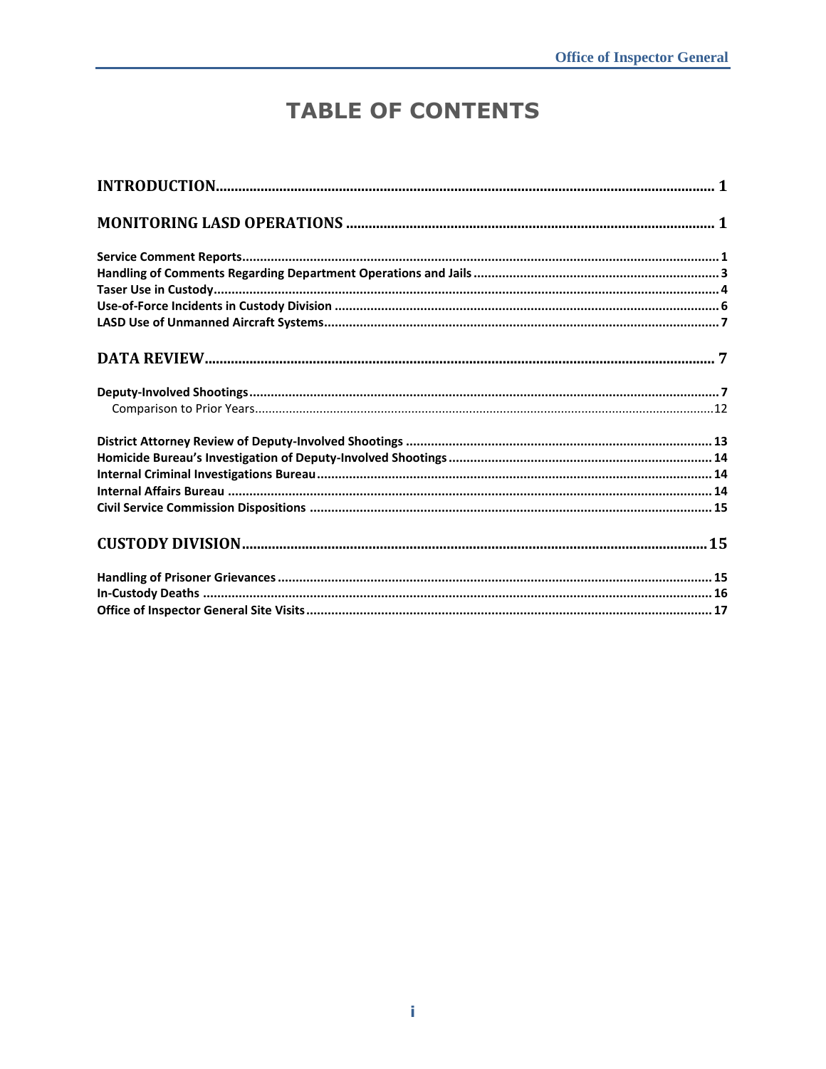# TABLE OF CONTENTS

**INTRODUCTION** ..................................................................... 1

**MONITORING LASD OPERATIONS** ..................................................................... 1

**Service Comment Reports** ..................................................................... 1
**Handling of Comments Regarding Department Operations and Jails** ..................................................................... 3
**Taser Use in Custody** ..................................................................... 4
**Use-of-Force Incidents in Custody Division** ..................................................................... 6
**LASD Use of Unmanned Aircraft Systems** ..................................................................... 7

**DATA REVIEW** ..................................................................... 7

**Deputy-Involved Shootings** ..................................................................... 7
  Comparison to Prior Years ..................................................................... 12

**District Attorney Review of Deputy-Involved Shootings** ..................................................................... 13
**Homicide Bureau's Investigation of Deputy-Involved Shootings** ..................................................................... 14
**Internal Criminal Investigations Bureau** ..................................................................... 14
**Internal Affairs Bureau** ..................................................................... 14
**Civil Service Commission Dispositions** ..................................................................... 15

**CUSTODY DIVISION** ..................................................................... 15

**Handling of Prisoner Grievances** ..................................................................... 15
**In-Custody Deaths** ..................................................................... 16
**Office of Inspector General Site Visits** ..................................................................... 17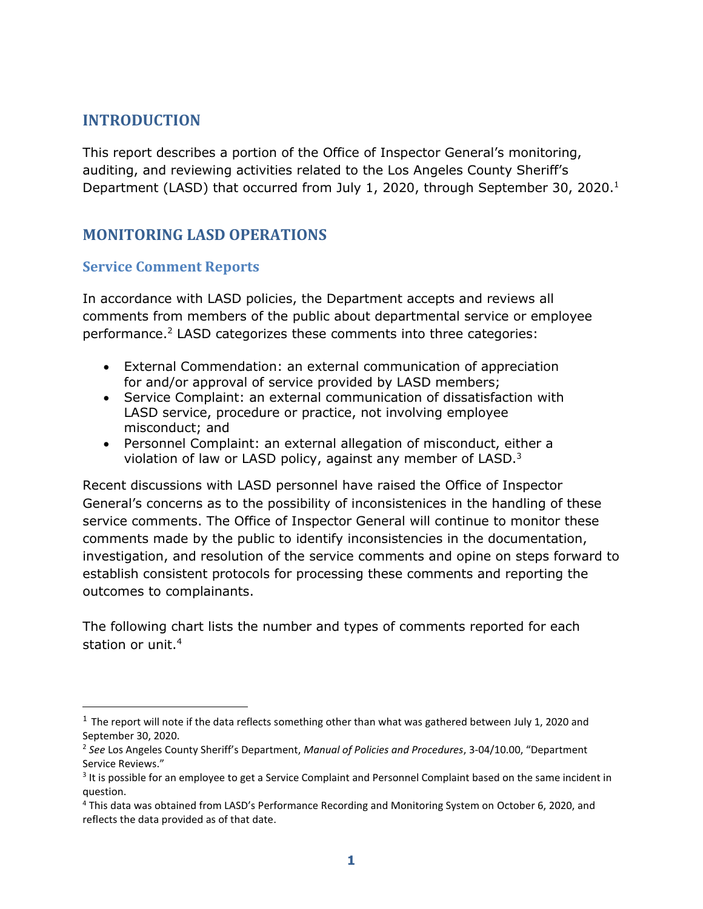## INTRODUCTION

This report describes a portion of the Office of Inspector General's monitoring, auditing, and reviewing activities related to the Los Angeles County Sheriff's Department (LASD) that occurred from July 1, 2020, through September 30, 2020.[1]

## MONITORING LASD OPERATIONS

### Service Comment Reports

In accordance with LASD policies, the Department accepts and reviews all comments from members of the public about departmental service or employee performance.[2] LASD categorizes these comments into three categories:

- External Commendation: an external communication of appreciation for and/or approval of service provided by LASD members;
- Service Complaint: an external communication of dissatisfaction with LASD service, procedure or practice, not involving employee misconduct; and
- Personnel Complaint: an external allegation of misconduct, either a violation of law or LASD policy, against any member of LASD.[3]

Recent discussions with LASD personnel have raised the Office of Inspector General's concerns as to the possibility of inconsistenices in the handling of these service comments. The Office of Inspector General will continue to monitor these comments made by the public to identify inconsistencies in the documentation, investigation, and resolution of the service comments and opine on steps forward to establish consistent protocols for processing these comments and reporting the outcomes to complainants.

The following chart lists the number and types of comments reported for each station or unit.[4]

---

[1] The report will note if the data reflects something other than what was gathered between July 1, 2020 and September 30, 2020.

[2] *See* Los Angeles County Sheriff's Department, *Manual of Policies and Procedures*, 3-04/10.00, "Department Service Reviews."

[3] It is possible for an employee to get a Service Complaint and Personnel Complaint based on the same incident in question.

[4] This data was obtained from LASD's Performance Recording and Monitoring System on October 6, 2020, and reflects the data provided as of that date.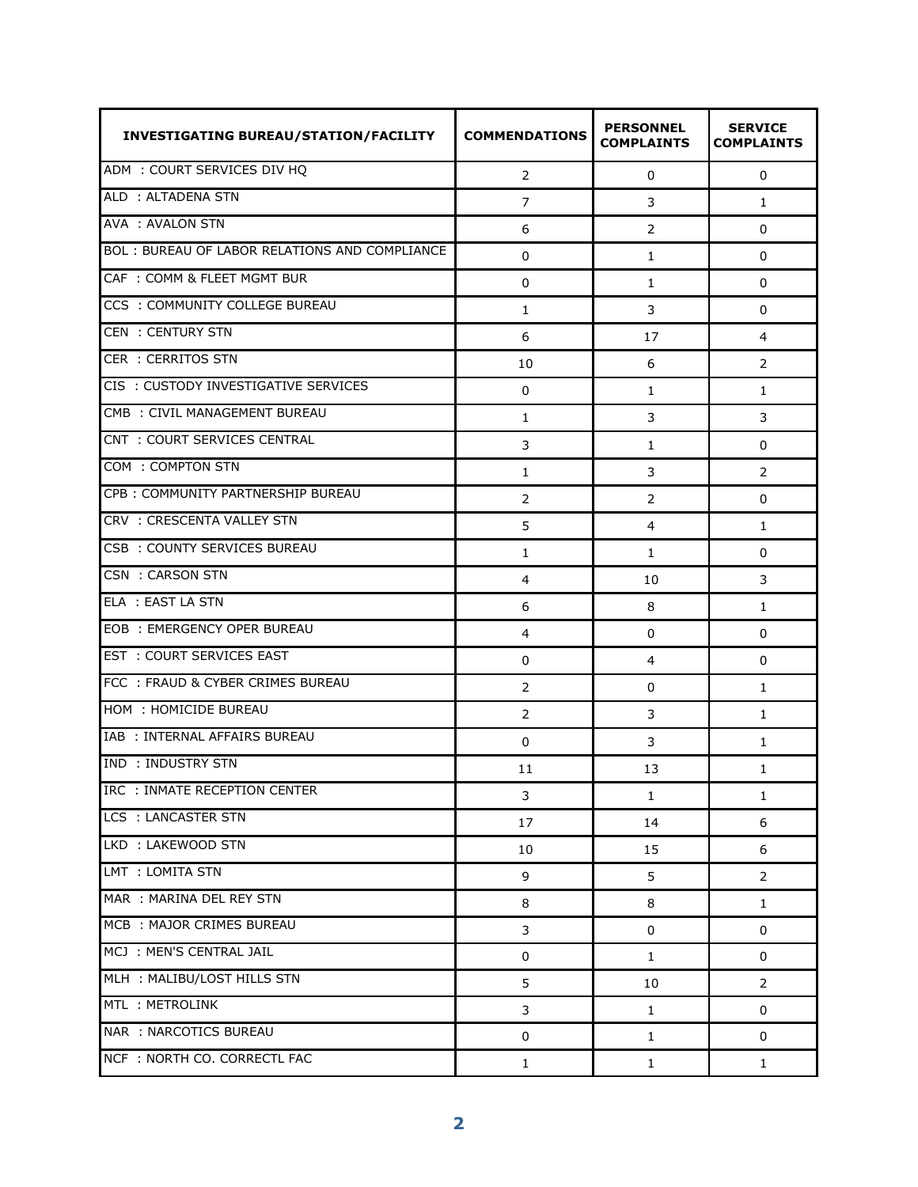| INVESTIGATING BUREAU/STATION/FACILITY | COMMENDATIONS | PERSONNEL COMPLAINTS | SERVICE COMPLAINTS |
| --- | --- | --- | --- |
| ADM : COURT SERVICES DIV HQ | 2 | 0 | 0 |
| ALD : ALTADENA STN | 7 | 3 | 1 |
| AVA : AVALON STN | 6 | 2 | 0 |
| BOL : BUREAU OF LABOR RELATIONS AND COMPLIANCE | 0 | 1 | 0 |
| CAF : COMM & FLEET MGMT BUR | 0 | 1 | 0 |
| CCS : COMMUNITY COLLEGE BUREAU | 1 | 3 | 0 |
| CEN : CENTURY STN | 6 | 17 | 4 |
| CER : CERRITOS STN | 10 | 6 | 2 |
| CIS : CUSTODY INVESTIGATIVE SERVICES | 0 | 1 | 1 |
| CMB : CIVIL MANAGEMENT BUREAU | 1 | 3 | 3 |
| CNT : COURT SERVICES CENTRAL | 3 | 1 | 0 |
| COM : COMPTON STN | 1 | 3 | 2 |
| CPB : COMMUNITY PARTNERSHIP BUREAU | 2 | 2 | 0 |
| CRV : CRESCENTA VALLEY STN | 5 | 4 | 1 |
| CSB : COUNTY SERVICES BUREAU | 1 | 1 | 0 |
| CSN : CARSON STN | 4 | 10 | 3 |
| ELA : EAST LA STN | 6 | 8 | 1 |
| EOB : EMERGENCY OPER BUREAU | 4 | 0 | 0 |
| EST : COURT SERVICES EAST | 0 | 4 | 0 |
| FCC : FRAUD & CYBER CRIMES BUREAU | 2 | 0 | 1 |
| HOM : HOMICIDE BUREAU | 2 | 3 | 1 |
| IAB : INTERNAL AFFAIRS BUREAU | 0 | 3 | 1 |
| IND : INDUSTRY STN | 11 | 13 | 1 |
| IRC : INMATE RECEPTION CENTER | 3 | 1 | 1 |
| LCS : LANCASTER STN | 17 | 14 | 6 |
| LKD : LAKEWOOD STN | 10 | 15 | 6 |
| LMT : LOMITA STN | 9 | 5 | 2 |
| MAR : MARINA DEL REY STN | 8 | 8 | 1 |
| MCB : MAJOR CRIMES BUREAU | 3 | 0 | 0 |
| MCJ : MEN'S CENTRAL JAIL | 0 | 1 | 0 |
| MLH : MALIBU/LOST HILLS STN | 5 | 10 | 2 |
| MTL : METROLINK | 3 | 1 | 0 |
| NAR : NARCOTICS BUREAU | 0 | 1 | 0 |
| NCF : NORTH CO. CORRECTL FAC | 1 | 1 | 1 |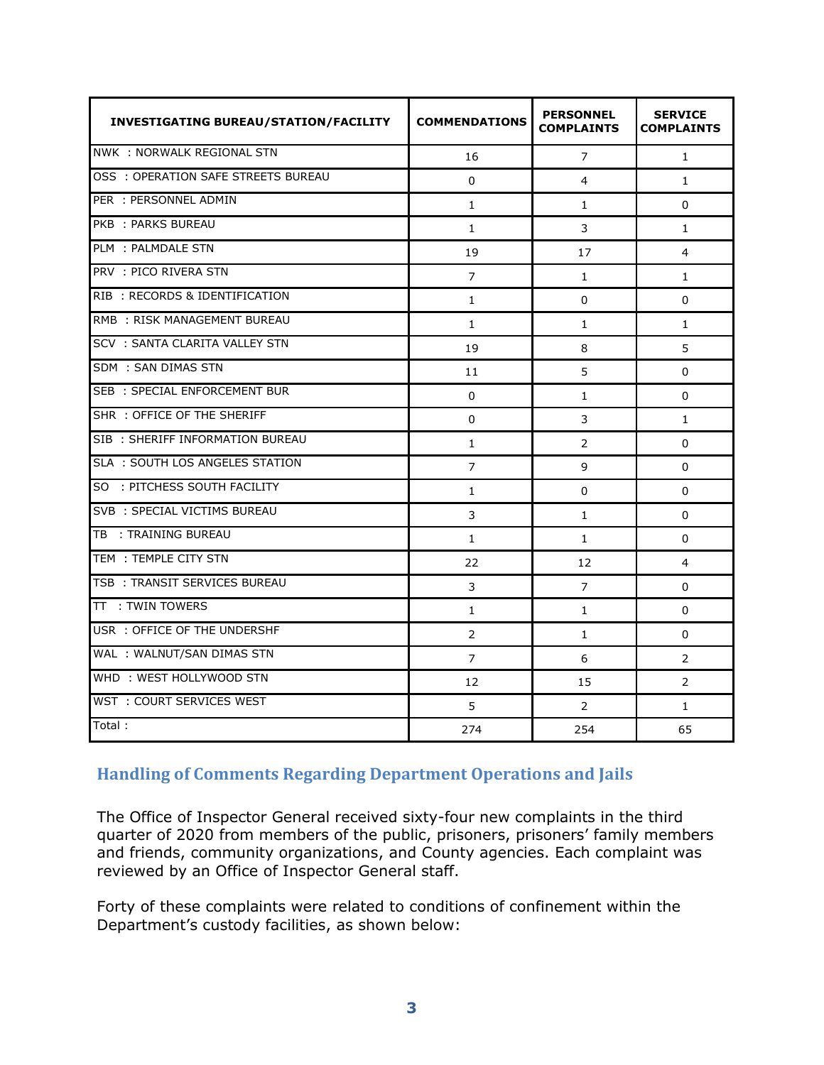| INVESTIGATING BUREAU/STATION/FACILITY | COMMENDATIONS | PERSONNEL COMPLAINTS | SERVICE COMPLAINTS |
|---|---|---|---|
| NWK : NORWALK REGIONAL STN | 16 | 7 | 1 |
| OSS : OPERATION SAFE STREETS BUREAU | 0 | 4 | 1 |
| PER : PERSONNEL ADMIN | 1 | 1 | 0 |
| PKB : PARKS BUREAU | 1 | 3 | 1 |
| PLM : PALMDALE STN | 19 | 17 | 4 |
| PRV : PICO RIVERA STN | 7 | 1 | 1 |
| RIB : RECORDS & IDENTIFICATION | 1 | 0 | 0 |
| RMB : RISK MANAGEMENT BUREAU | 1 | 1 | 1 |
| SCV : SANTA CLARITA VALLEY STN | 19 | 8 | 5 |
| SDM : SAN DIMAS STN | 11 | 5 | 0 |
| SEB : SPECIAL ENFORCEMENT BUR | 0 | 1 | 0 |
| SHR : OFFICE OF THE SHERIFF | 0 | 3 | 1 |
| SIB : SHERIFF INFORMATION BUREAU | 1 | 2 | 0 |
| SLA : SOUTH LOS ANGELES STATION | 7 | 9 | 0 |
| SO : PITCHESS SOUTH FACILITY | 1 | 0 | 0 |
| SVB : SPECIAL VICTIMS BUREAU | 3 | 1 | 0 |
| TB : TRAINING BUREAU | 1 | 1 | 0 |
| TEM : TEMPLE CITY STN | 22 | 12 | 4 |
| TSB : TRANSIT SERVICES BUREAU | 3 | 7 | 0 |
| TT : TWIN TOWERS | 1 | 1 | 0 |
| USR : OFFICE OF THE UNDERSHF | 2 | 1 | 0 |
| WAL : WALNUT/SAN DIMAS STN | 7 | 6 | 2 |
| WHD : WEST HOLLYWOOD STN | 12 | 15 | 2 |
| WST : COURT SERVICES WEST | 5 | 2 | 1 |
| Total : | 274 | 254 | 65 |

## Handling of Comments Regarding Department Operations and Jails

The Office of Inspector General received sixty-four new complaints in the third quarter of 2020 from members of the public, prisoners, prisoners' family members and friends, community organizations, and County agencies. Each complaint was reviewed by an Office of Inspector General staff.

Forty of these complaints were related to conditions of confinement within the Department's custody facilities, as shown below: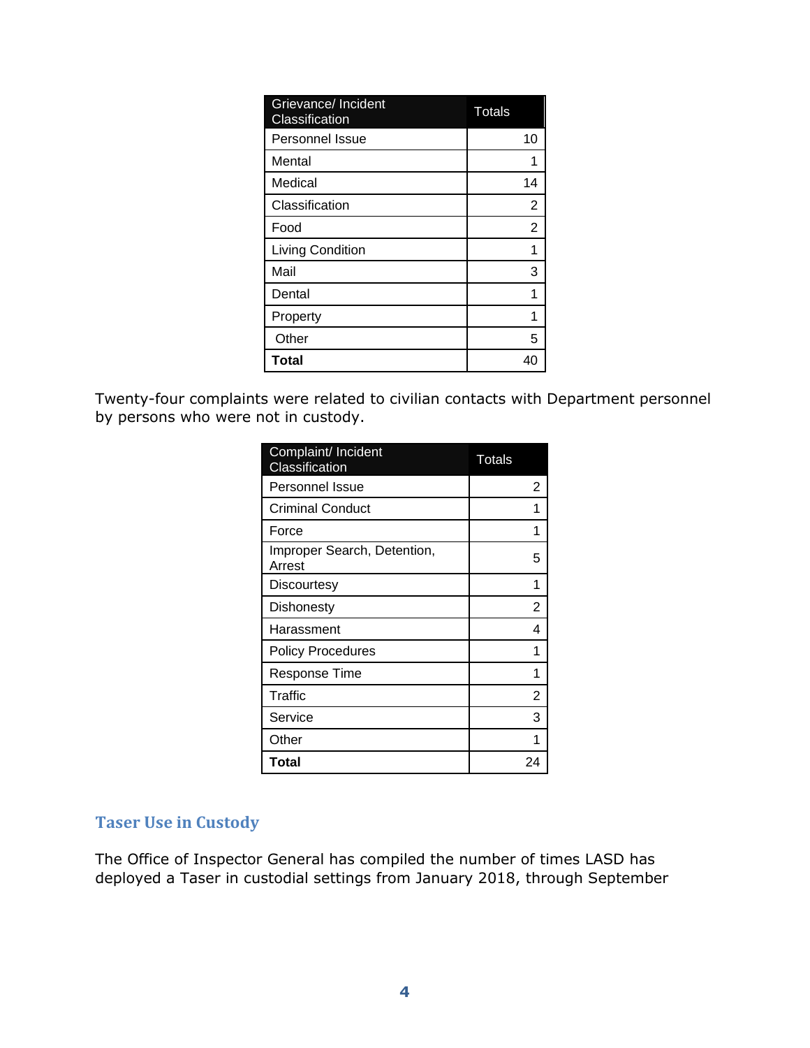| Grievance/ Incident Classification | Totals |
|---|---|
| Personnel Issue | 10 |
| Mental | 1 |
| Medical | 14 |
| Classification | 2 |
| Food | 2 |
| Living Condition | 1 |
| Mail | 3 |
| Dental | 1 |
| Property | 1 |
| Other | 5 |
| **Total** | 40 |

Twenty-four complaints were related to civilian contacts with Department personnel by persons who were not in custody.

| Complaint/ Incident Classification | Totals |
|---|---|
| Personnel Issue | 2 |
| Criminal Conduct | 1 |
| Force | 1 |
| Improper Search, Detention, Arrest | 5 |
| Discourtesy | 1 |
| Dishonesty | 2 |
| Harassment | 4 |
| Policy Procedures | 1 |
| Response Time | 1 |
| Traffic | 2 |
| Service | 3 |
| Other | 1 |
| **Total** | 24 |

## Taser Use in Custody

The Office of Inspector General has compiled the number of times LASD has deployed a Taser in custodial settings from January 2018, through September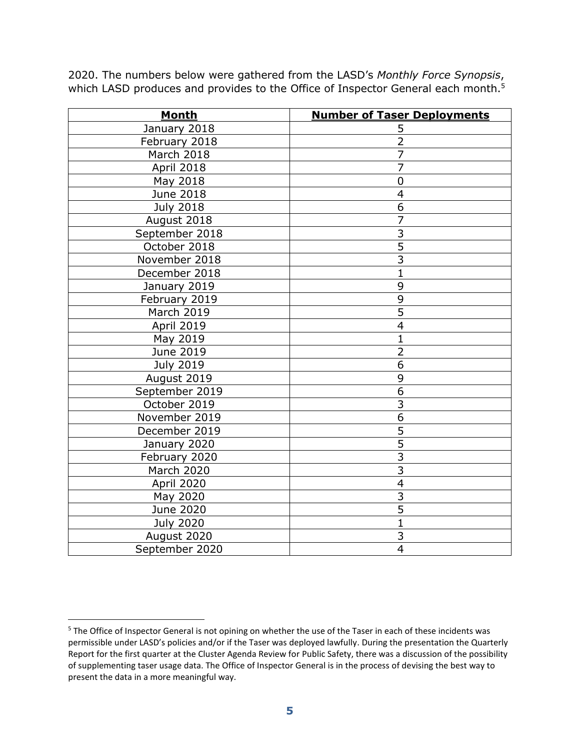2020. The numbers below were gathered from the LASD's *Monthly Force Synopsis*, which LASD produces and provides to the Office of Inspector General each month.[5]

| Month | Number of Taser Deployments |
|---|---|
| January 2018 | 5 |
| February 2018 | 2 |
| March 2018 | 7 |
| April 2018 | 7 |
| May 2018 | 0 |
| June 2018 | 4 |
| July 2018 | 6 |
| August 2018 | 7 |
| September 2018 | 3 |
| October 2018 | 5 |
| November 2018 | 3 |
| December 2018 | 1 |
| January 2019 | 9 |
| February 2019 | 9 |
| March 2019 | 5 |
| April 2019 | 4 |
| May 2019 | 1 |
| June 2019 | 2 |
| July 2019 | 6 |
| August 2019 | 9 |
| September 2019 | 6 |
| October 2019 | 3 |
| November 2019 | 6 |
| December 2019 | 5 |
| January 2020 | 5 |
| February 2020 | 3 |
| March 2020 | 3 |
| April 2020 | 4 |
| May 2020 | 3 |
| June 2020 | 5 |
| July 2020 | 1 |
| August 2020 | 3 |
| September 2020 | 4 |

[5] The Office of Inspector General is not opining on whether the use of the Taser in each of these incidents was permissible under LASD's policies and/or if the Taser was deployed lawfully. During the presentation the Quarterly Report for the first quarter at the Cluster Agenda Review for Public Safety, there was a discussion of the possibility of supplementing taser usage data. The Office of Inspector General is in the process of devising the best way to present the data in a more meaningful way.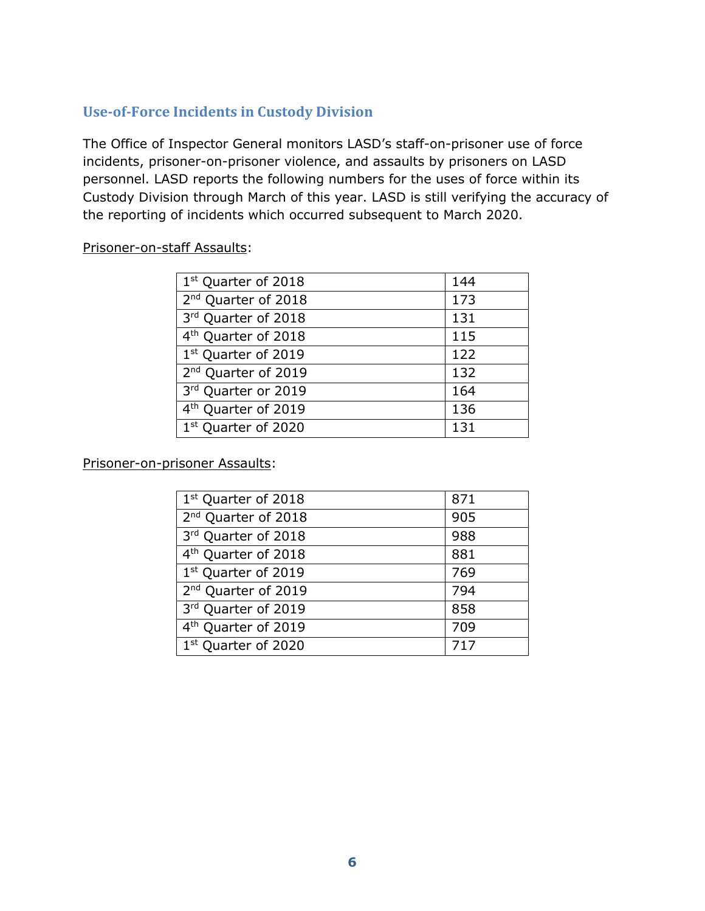## Use-of-Force Incidents in Custody Division

The Office of Inspector General monitors LASD's staff-on-prisoner use of force incidents, prisoner-on-prisoner violence, and assaults by prisoners on LASD personnel. LASD reports the following numbers for the uses of force within its Custody Division through March of this year. LASD is still verifying the accuracy of the reporting of incidents which occurred subsequent to March 2020.

Prisoner-on-staff Assaults:

| | |
|---|---|
| 1st Quarter of 2018 | 144 |
| 2nd Quarter of 2018 | 173 |
| 3rd Quarter of 2018 | 131 |
| 4th Quarter of 2018 | 115 |
| 1st Quarter of 2019 | 122 |
| 2nd Quarter of 2019 | 132 |
| 3rd Quarter or 2019 | 164 |
| 4th Quarter of 2019 | 136 |
| 1st Quarter of 2020 | 131 |

Prisoner-on-prisoner Assaults:

| | |
|---|---|
| 1st Quarter of 2018 | 871 |
| 2nd Quarter of 2018 | 905 |
| 3rd Quarter of 2018 | 988 |
| 4th Quarter of 2018 | 881 |
| 1st Quarter of 2019 | 769 |
| 2nd Quarter of 2019 | 794 |
| 3rd Quarter of 2019 | 858 |
| 4th Quarter of 2019 | 709 |
| 1st Quarter of 2020 | 717 |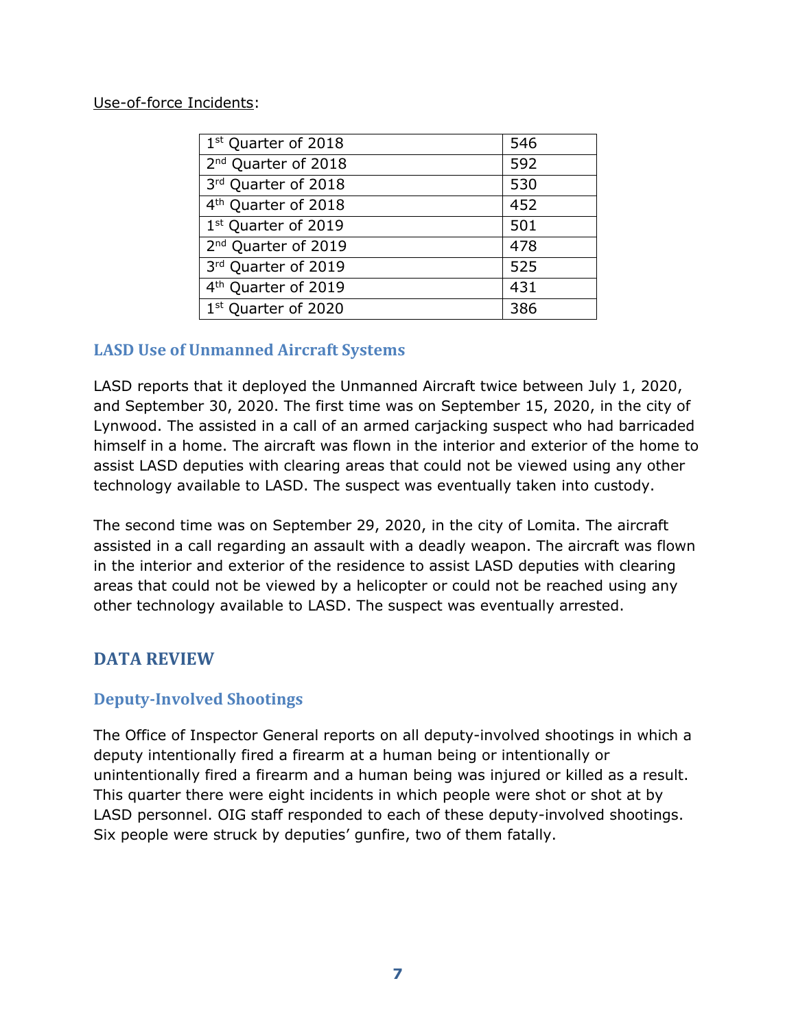Use-of-force Incidents:

| 1st Quarter of 2018 | 546 |
|---|---|
| 2nd Quarter of 2018 | 592 |
| 3rd Quarter of 2018 | 530 |
| 4th Quarter of 2018 | 452 |
| 1st Quarter of 2019 | 501 |
| 2nd Quarter of 2019 | 478 |
| 3rd Quarter of 2019 | 525 |
| 4th Quarter of 2019 | 431 |
| 1st Quarter of 2020 | 386 |

### LASD Use of Unmanned Aircraft Systems

LASD reports that it deployed the Unmanned Aircraft twice between July 1, 2020, and September 30, 2020. The first time was on September 15, 2020, in the city of Lynwood. The assisted in a call of an armed carjacking suspect who had barricaded himself in a home. The aircraft was flown in the interior and exterior of the home to assist LASD deputies with clearing areas that could not be viewed using any other technology available to LASD. The suspect was eventually taken into custody.

The second time was on September 29, 2020, in the city of Lomita. The aircraft assisted in a call regarding an assault with a deadly weapon. The aircraft was flown in the interior and exterior of the residence to assist LASD deputies with clearing areas that could not be viewed by a helicopter or could not be reached using any other technology available to LASD. The suspect was eventually arrested.

## DATA REVIEW

### Deputy-Involved Shootings

The Office of Inspector General reports on all deputy-involved shootings in which a deputy intentionally fired a firearm at a human being or intentionally or unintentionally fired a firearm and a human being was injured or killed as a result. This quarter there were eight incidents in which people were shot or shot at by LASD personnel. OIG staff responded to each of these deputy-involved shootings. Six people were struck by deputies' gunfire, two of them fatally.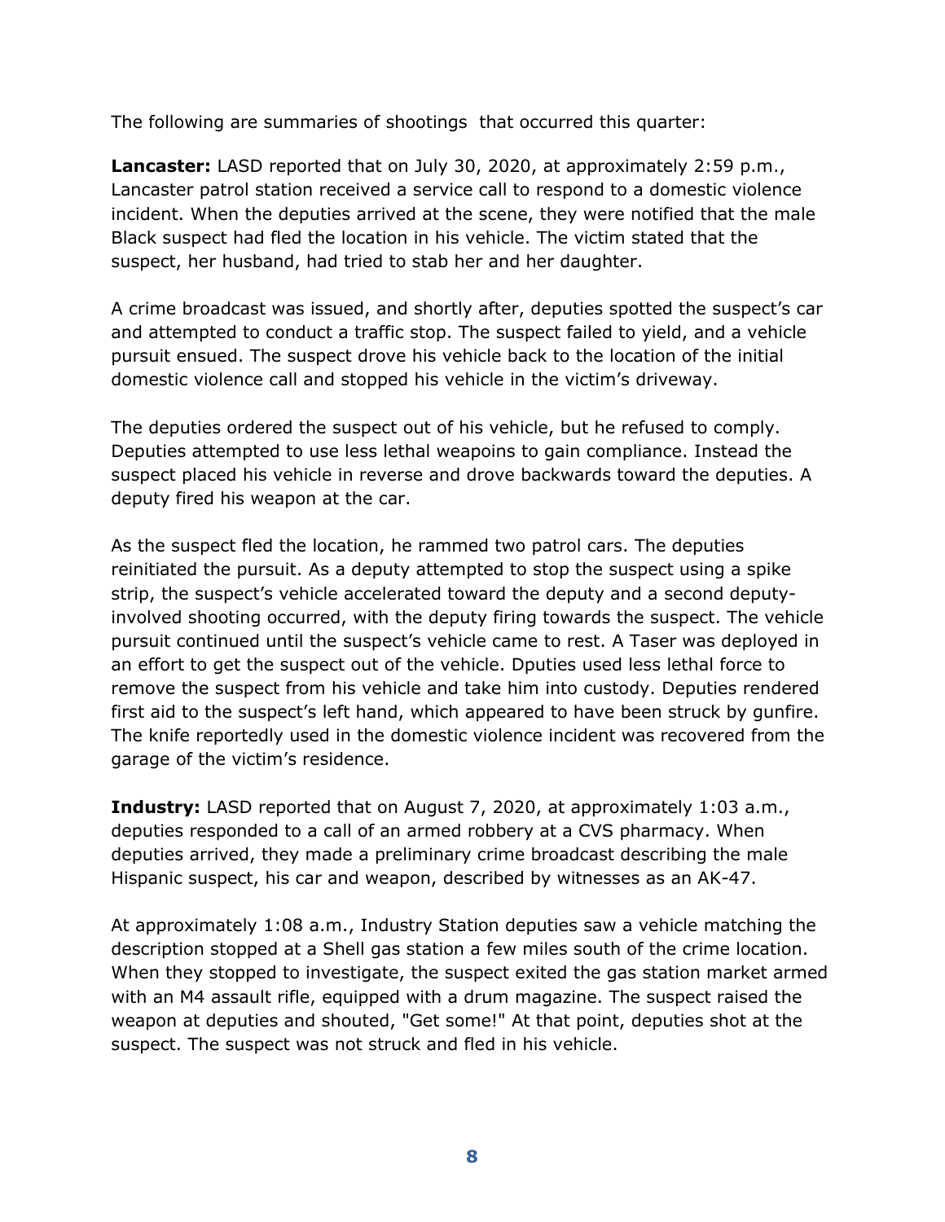The following are summaries of shootings  that occurred this quarter:

**Lancaster:** LASD reported that on July 30, 2020, at approximately 2:59 p.m., Lancaster patrol station received a service call to respond to a domestic violence incident. When the deputies arrived at the scene, they were notified that the male Black suspect had fled the location in his vehicle. The victim stated that the suspect, her husband, had tried to stab her and her daughter.

A crime broadcast was issued, and shortly after, deputies spotted the suspect's car and attempted to conduct a traffic stop. The suspect failed to yield, and a vehicle pursuit ensued. The suspect drove his vehicle back to the location of the initial domestic violence call and stopped his vehicle in the victim's driveway.

The deputies ordered the suspect out of his vehicle, but he refused to comply. Deputies attempted to use less lethal weapoins to gain compliance. Instead the suspect placed his vehicle in reverse and drove backwards toward the deputies. A deputy fired his weapon at the car.

As the suspect fled the location, he rammed two patrol cars. The deputies reinitiated the pursuit. As a deputy attempted to stop the suspect using a spike strip, the suspect's vehicle accelerated toward the deputy and a second deputy-involved shooting occurred, with the deputy firing towards the suspect. The vehicle pursuit continued until the suspect's vehicle came to rest. A Taser was deployed in an effort to get the suspect out of the vehicle. Dputies used less lethal force to remove the suspect from his vehicle and take him into custody. Deputies rendered first aid to the suspect's left hand, which appeared to have been struck by gunfire. The knife reportedly used in the domestic violence incident was recovered from the garage of the victim's residence.

**Industry:** LASD reported that on August 7, 2020, at approximately 1:03 a.m., deputies responded to a call of an armed robbery at a CVS pharmacy. When deputies arrived, they made a preliminary crime broadcast describing the male Hispanic suspect, his car and weapon, described by witnesses as an AK-47.

At approximately 1:08 a.m., Industry Station deputies saw a vehicle matching the description stopped at a Shell gas station a few miles south of the crime location. When they stopped to investigate, the suspect exited the gas station market armed with an M4 assault rifle, equipped with a drum magazine. The suspect raised the weapon at deputies and shouted, "Get some!" At that point, deputies shot at the suspect. The suspect was not struck and fled in his vehicle.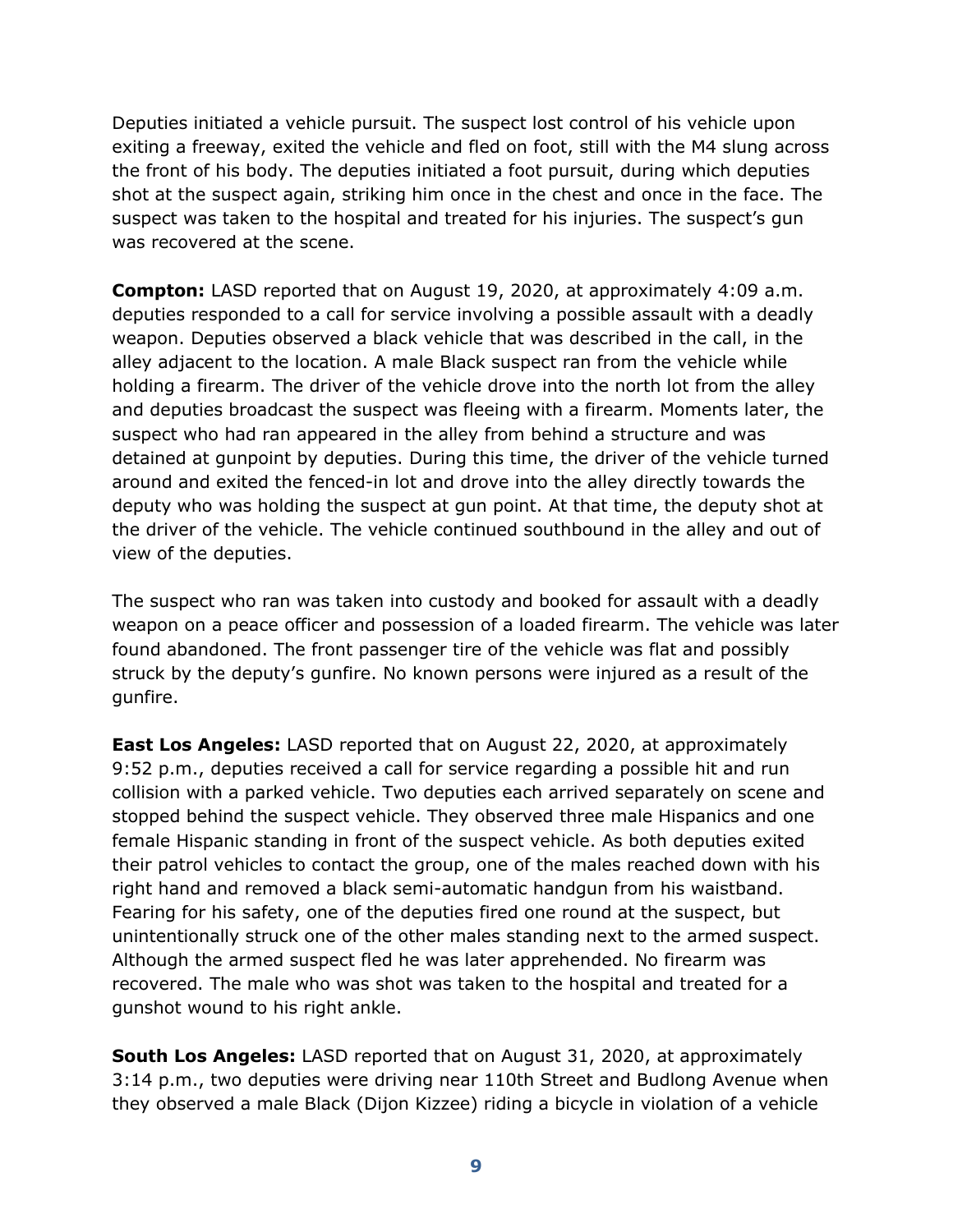Deputies initiated a vehicle pursuit. The suspect lost control of his vehicle upon exiting a freeway, exited the vehicle and fled on foot, still with the M4 slung across the front of his body. The deputies initiated a foot pursuit, during which deputies shot at the suspect again, striking him once in the chest and once in the face. The suspect was taken to the hospital and treated for his injuries. The suspect's gun was recovered at the scene.

**Compton:** LASD reported that on August 19, 2020, at approximately 4:09 a.m. deputies responded to a call for service involving a possible assault with a deadly weapon. Deputies observed a black vehicle that was described in the call, in the alley adjacent to the location. A male Black suspect ran from the vehicle while holding a firearm. The driver of the vehicle drove into the north lot from the alley and deputies broadcast the suspect was fleeing with a firearm. Moments later, the suspect who had ran appeared in the alley from behind a structure and was detained at gunpoint by deputies. During this time, the driver of the vehicle turned around and exited the fenced-in lot and drove into the alley directly towards the deputy who was holding the suspect at gun point. At that time, the deputy shot at the driver of the vehicle. The vehicle continued southbound in the alley and out of view of the deputies.

The suspect who ran was taken into custody and booked for assault with a deadly weapon on a peace officer and possession of a loaded firearm. The vehicle was later found abandoned. The front passenger tire of the vehicle was flat and possibly struck by the deputy's gunfire. No known persons were injured as a result of the gunfire.

**East Los Angeles:** LASD reported that on August 22, 2020, at approximately 9:52 p.m., deputies received a call for service regarding a possible hit and run collision with a parked vehicle. Two deputies each arrived separately on scene and stopped behind the suspect vehicle. They observed three male Hispanics and one female Hispanic standing in front of the suspect vehicle. As both deputies exited their patrol vehicles to contact the group, one of the males reached down with his right hand and removed a black semi-automatic handgun from his waistband. Fearing for his safety, one of the deputies fired one round at the suspect, but unintentionally struck one of the other males standing next to the armed suspect. Although the armed suspect fled he was later apprehended. No firearm was recovered. The male who was shot was taken to the hospital and treated for a gunshot wound to his right ankle.

**South Los Angeles:** LASD reported that on August 31, 2020, at approximately 3:14 p.m., two deputies were driving near 110th Street and Budlong Avenue when they observed a male Black (Dijon Kizzee) riding a bicycle in violation of a vehicle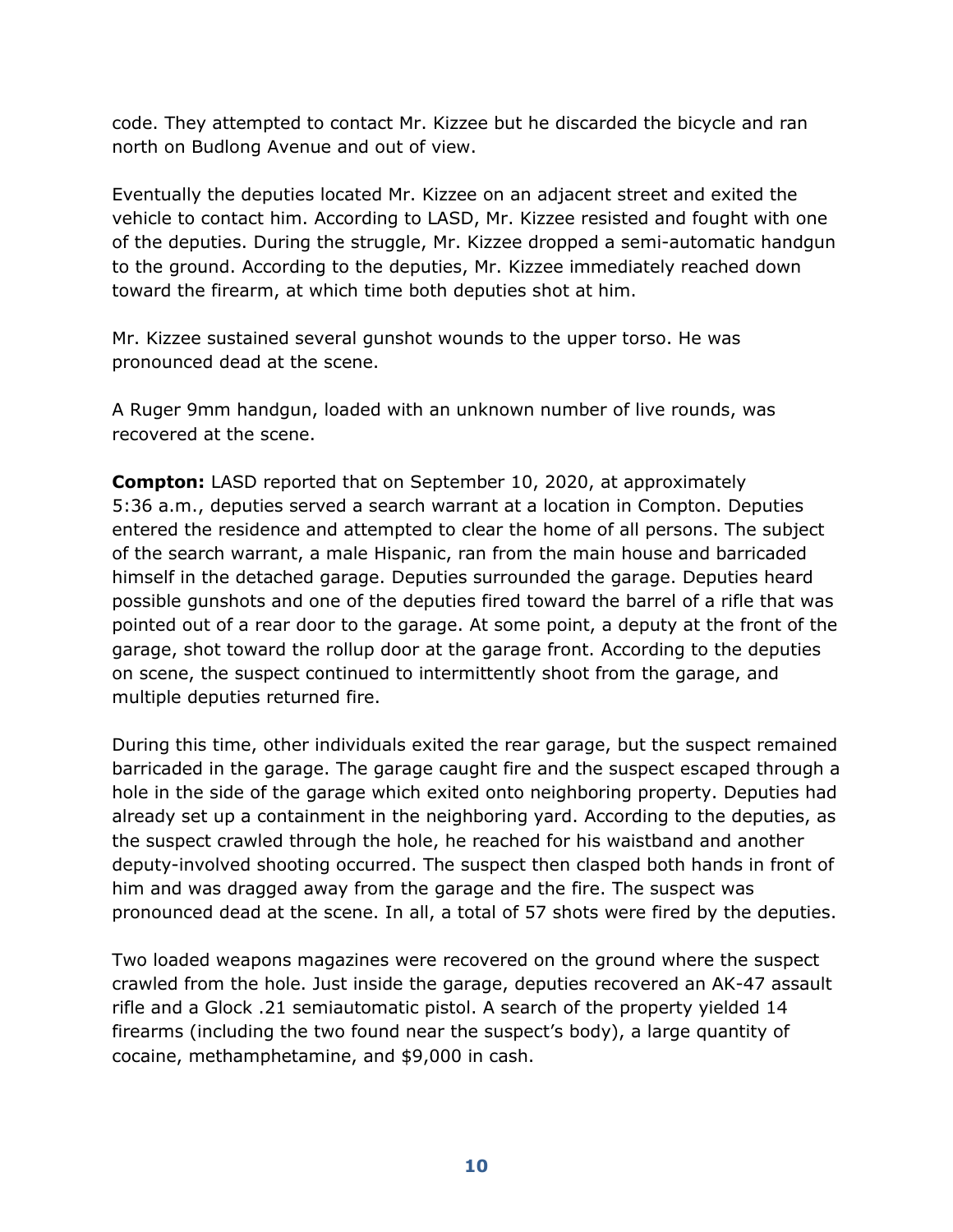code. They attempted to contact Mr. Kizzee but he discarded the bicycle and ran north on Budlong Avenue and out of view.

Eventually the deputies located Mr. Kizzee on an adjacent street and exited the vehicle to contact him. According to LASD, Mr. Kizzee resisted and fought with one of the deputies. During the struggle, Mr. Kizzee dropped a semi-automatic handgun to the ground. According to the deputies, Mr. Kizzee immediately reached down toward the firearm, at which time both deputies shot at him.

Mr. Kizzee sustained several gunshot wounds to the upper torso. He was pronounced dead at the scene.

A Ruger 9mm handgun, loaded with an unknown number of live rounds, was recovered at the scene.

**Compton:** LASD reported that on September 10, 2020, at approximately 5:36 a.m., deputies served a search warrant at a location in Compton. Deputies entered the residence and attempted to clear the home of all persons. The subject of the search warrant, a male Hispanic, ran from the main house and barricaded himself in the detached garage. Deputies surrounded the garage. Deputies heard possible gunshots and one of the deputies fired toward the barrel of a rifle that was pointed out of a rear door to the garage. At some point, a deputy at the front of the garage, shot toward the rollup door at the garage front. According to the deputies on scene, the suspect continued to intermittently shoot from the garage, and multiple deputies returned fire.

During this time, other individuals exited the rear garage, but the suspect remained barricaded in the garage. The garage caught fire and the suspect escaped through a hole in the side of the garage which exited onto neighboring property. Deputies had already set up a containment in the neighboring yard. According to the deputies, as the suspect crawled through the hole, he reached for his waistband and another deputy-involved shooting occurred. The suspect then clasped both hands in front of him and was dragged away from the garage and the fire. The suspect was pronounced dead at the scene. In all, a total of 57 shots were fired by the deputies.

Two loaded weapons magazines were recovered on the ground where the suspect crawled from the hole. Just inside the garage, deputies recovered an AK-47 assault rifle and a Glock .21 semiautomatic pistol. A search of the property yielded 14 firearms (including the two found near the suspect's body), a large quantity of cocaine, methamphetamine, and $9,000 in cash.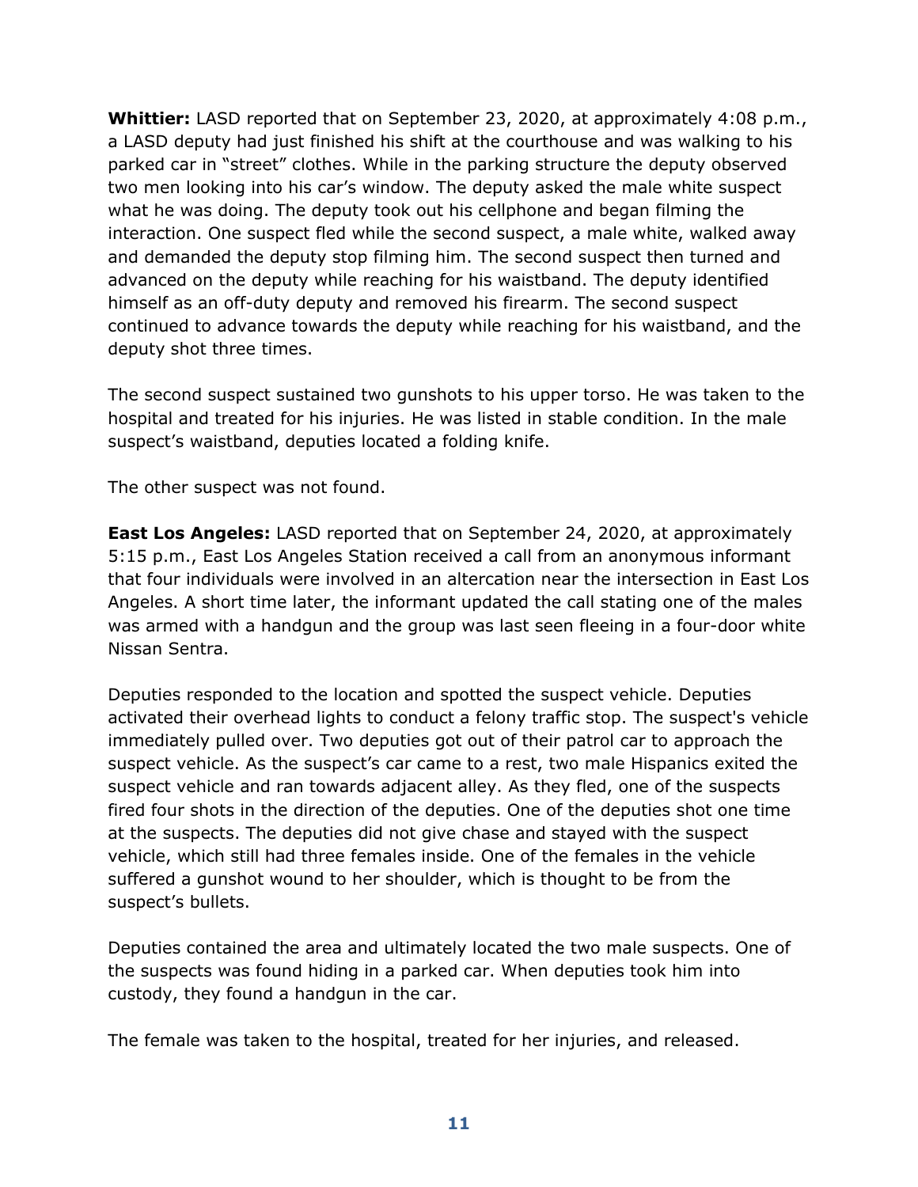**Whittier:** LASD reported that on September 23, 2020, at approximately 4:08 p.m., a LASD deputy had just finished his shift at the courthouse and was walking to his parked car in "street" clothes. While in the parking structure the deputy observed two men looking into his car's window. The deputy asked the male white suspect what he was doing. The deputy took out his cellphone and began filming the interaction. One suspect fled while the second suspect, a male white, walked away and demanded the deputy stop filming him. The second suspect then turned and advanced on the deputy while reaching for his waistband. The deputy identified himself as an off-duty deputy and removed his firearm. The second suspect continued to advance towards the deputy while reaching for his waistband, and the deputy shot three times.

The second suspect sustained two gunshots to his upper torso. He was taken to the hospital and treated for his injuries. He was listed in stable condition. In the male suspect's waistband, deputies located a folding knife.

The other suspect was not found.

**East Los Angeles:** LASD reported that on September 24, 2020, at approximately 5:15 p.m., East Los Angeles Station received a call from an anonymous informant that four individuals were involved in an altercation near the intersection in East Los Angeles. A short time later, the informant updated the call stating one of the males was armed with a handgun and the group was last seen fleeing in a four-door white Nissan Sentra.

Deputies responded to the location and spotted the suspect vehicle. Deputies activated their overhead lights to conduct a felony traffic stop. The suspect's vehicle immediately pulled over. Two deputies got out of their patrol car to approach the suspect vehicle. As the suspect's car came to a rest, two male Hispanics exited the suspect vehicle and ran towards adjacent alley. As they fled, one of the suspects fired four shots in the direction of the deputies. One of the deputies shot one time at the suspects. The deputies did not give chase and stayed with the suspect vehicle, which still had three females inside. One of the females in the vehicle suffered a gunshot wound to her shoulder, which is thought to be from the suspect's bullets.

Deputies contained the area and ultimately located the two male suspects. One of the suspects was found hiding in a parked car. When deputies took him into custody, they found a handgun in the car.

The female was taken to the hospital, treated for her injuries, and released.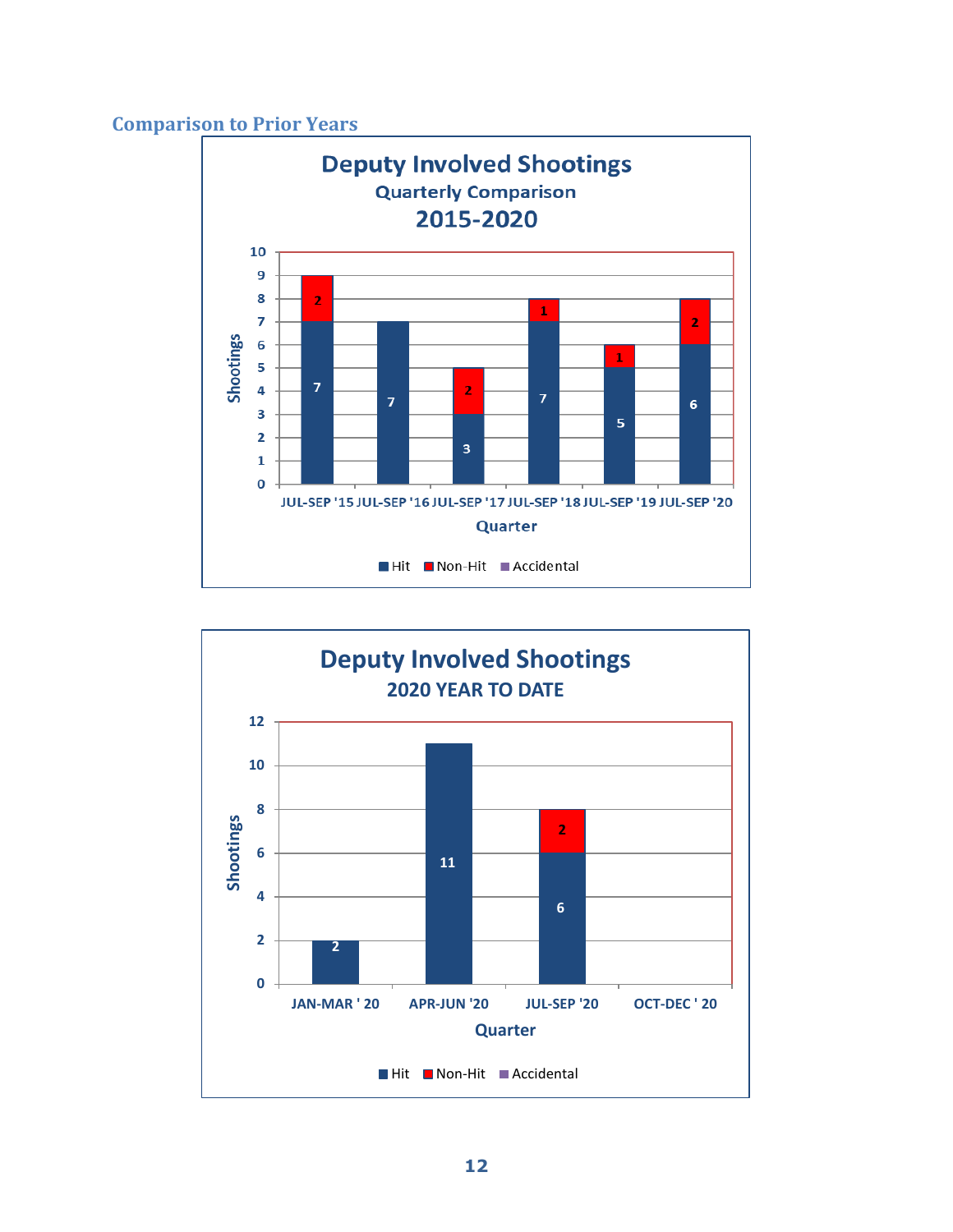## Comparison to Prior Years

**Deputy Involved Shootings**
**Quarterly Comparison**
**2015-2020**

| Quarter | Hit | Non-Hit | Accidental |
|---|---|---|---|
| JUL-SEP '15 | 7 | 2 | |
| JUL-SEP '16 | 7 | | |
| JUL-SEP '17 | 3 | 2 | |
| JUL-SEP '18 | 7 | 1 | |
| JUL-SEP '19 | 5 | 1 | |
| JUL-SEP '20 | 6 | 2 | |

**Deputy Involved Shootings**
**2020 YEAR TO DATE**

| Quarter | Hit | Non-Hit | Accidental |
|---|---|---|---|
| JAN-MAR ' 20 | 2 | | |
| APR-JUN '20 | 11 | | |
| JUL-SEP '20 | 6 | 2 | |
| OCT-DEC ' 20 | | | |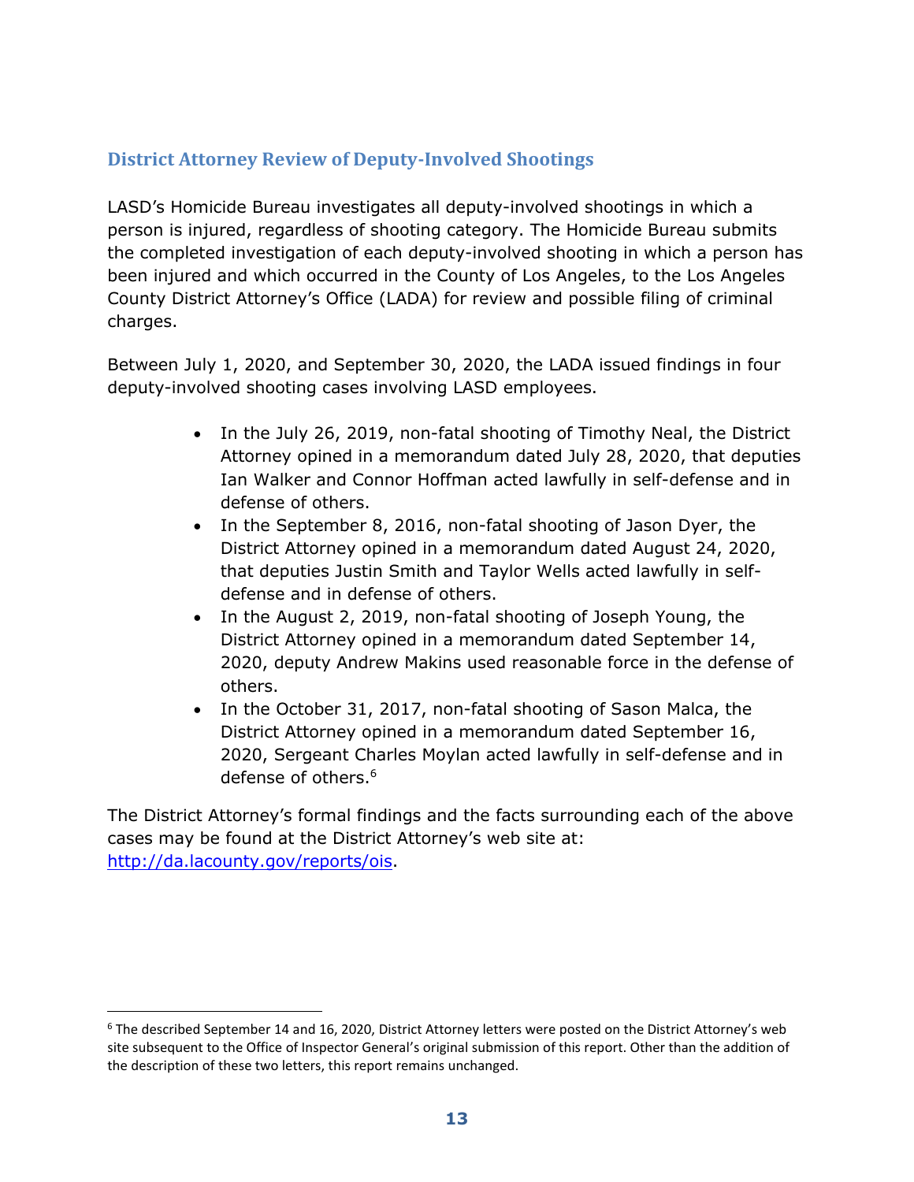## District Attorney Review of Deputy-Involved Shootings

LASD's Homicide Bureau investigates all deputy-involved shootings in which a person is injured, regardless of shooting category. The Homicide Bureau submits the completed investigation of each deputy-involved shooting in which a person has been injured and which occurred in the County of Los Angeles, to the Los Angeles County District Attorney's Office (LADA) for review and possible filing of criminal charges.

Between July 1, 2020, and September 30, 2020, the LADA issued findings in four deputy-involved shooting cases involving LASD employees.

- In the July 26, 2019, non-fatal shooting of Timothy Neal, the District Attorney opined in a memorandum dated July 28, 2020, that deputies Ian Walker and Connor Hoffman acted lawfully in self-defense and in defense of others.
- In the September 8, 2016, non-fatal shooting of Jason Dyer, the District Attorney opined in a memorandum dated August 24, 2020, that deputies Justin Smith and Taylor Wells acted lawfully in self-defense and in defense of others.
- In the August 2, 2019, non-fatal shooting of Joseph Young, the District Attorney opined in a memorandum dated September 14, 2020, deputy Andrew Makins used reasonable force in the defense of others.
- In the October 31, 2017, non-fatal shooting of Sason Malca, the District Attorney opined in a memorandum dated September 16, 2020, Sergeant Charles Moylan acted lawfully in self-defense and in defense of others.[6]

The District Attorney's formal findings and the facts surrounding each of the above cases may be found at the District Attorney's web site at: http://da.lacounty.gov/reports/ois.

[6] The described September 14 and 16, 2020, District Attorney letters were posted on the District Attorney's web site subsequent to the Office of Inspector General's original submission of this report. Other than the addition of the description of these two letters, this report remains unchanged.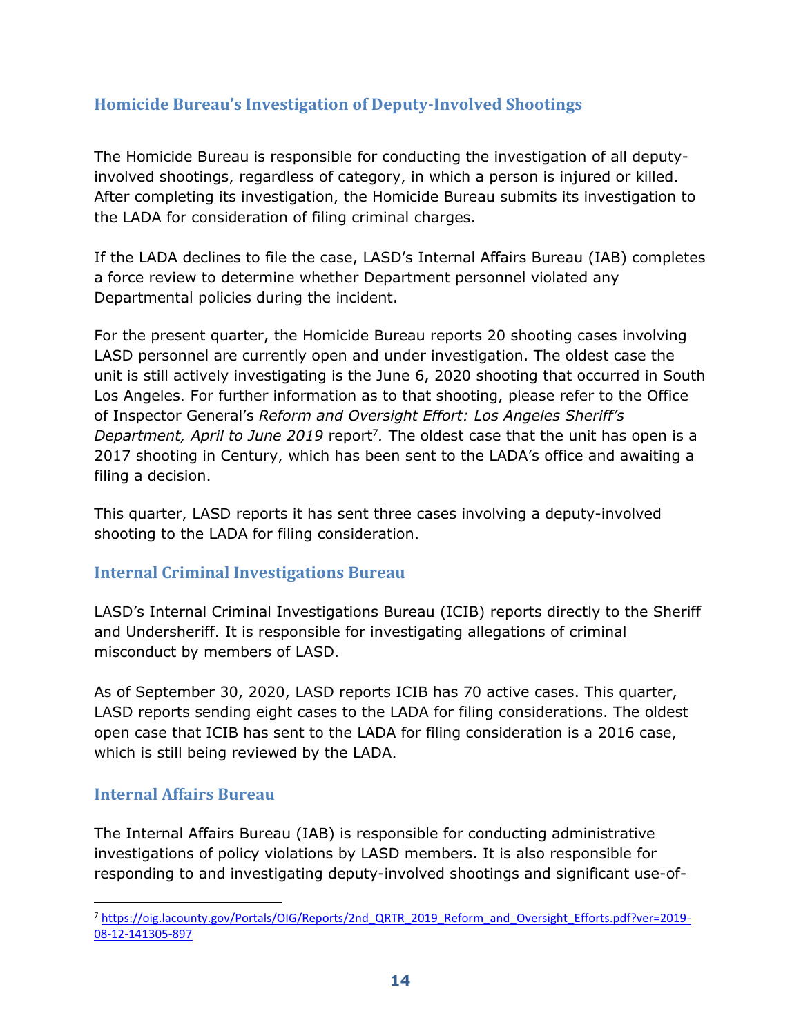## Homicide Bureau's Investigation of Deputy-Involved Shootings

The Homicide Bureau is responsible for conducting the investigation of all deputy-involved shootings, regardless of category, in which a person is injured or killed. After completing its investigation, the Homicide Bureau submits its investigation to the LADA for consideration of filing criminal charges.

If the LADA declines to file the case, LASD's Internal Affairs Bureau (IAB) completes a force review to determine whether Department personnel violated any Departmental policies during the incident.

For the present quarter, the Homicide Bureau reports 20 shooting cases involving LASD personnel are currently open and under investigation. The oldest case the unit is still actively investigating is the June 6, 2020 shooting that occurred in South Los Angeles. For further information as to that shooting, please refer to the Office of Inspector General's *Reform and Oversight Effort: Los Angeles Sheriff's Department, April to June 2019* report[7]*.* The oldest case that the unit has open is a 2017 shooting in Century, which has been sent to the LADA's office and awaiting a filing a decision.

This quarter, LASD reports it has sent three cases involving a deputy-involved shooting to the LADA for filing consideration.

## Internal Criminal Investigations Bureau

LASD's Internal Criminal Investigations Bureau (ICIB) reports directly to the Sheriff and Undersheriff. It is responsible for investigating allegations of criminal misconduct by members of LASD.

As of September 30, 2020, LASD reports ICIB has 70 active cases. This quarter, LASD reports sending eight cases to the LADA for filing considerations. The oldest open case that ICIB has sent to the LADA for filing consideration is a 2016 case, which is still being reviewed by the LADA.

## Internal Affairs Bureau

The Internal Affairs Bureau (IAB) is responsible for conducting administrative investigations of policy violations by LASD members. It is also responsible for responding to and investigating deputy-involved shootings and significant use-of-

---

[7] https://oig.lacounty.gov/Portals/OIG/Reports/2nd_QRTR_2019_Reform_and_Oversight_Efforts.pdf?ver=2019-08-12-141305-897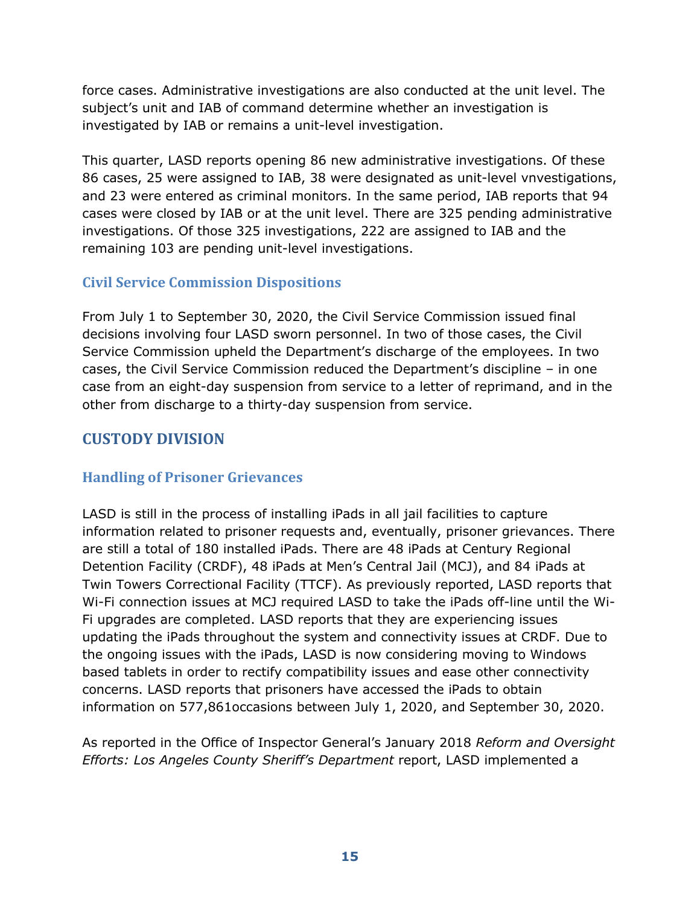force cases. Administrative investigations are also conducted at the unit level. The subject's unit and IAB of command determine whether an investigation is investigated by IAB or remains a unit-level investigation.

This quarter, LASD reports opening 86 new administrative investigations. Of these 86 cases, 25 were assigned to IAB, 38 were designated as unit-level vnvestigations, and 23 were entered as criminal monitors. In the same period, IAB reports that 94 cases were closed by IAB or at the unit level. There are 325 pending administrative investigations. Of those 325 investigations, 222 are assigned to IAB and the remaining 103 are pending unit-level investigations.

### Civil Service Commission Dispositions

From July 1 to September 30, 2020, the Civil Service Commission issued final decisions involving four LASD sworn personnel. In two of those cases, the Civil Service Commission upheld the Department's discharge of the employees. In two cases, the Civil Service Commission reduced the Department's discipline – in one case from an eight-day suspension from service to a letter of reprimand, and in the other from discharge to a thirty-day suspension from service.

## CUSTODY DIVISION

### Handling of Prisoner Grievances

LASD is still in the process of installing iPads in all jail facilities to capture information related to prisoner requests and, eventually, prisoner grievances. There are still a total of 180 installed iPads. There are 48 iPads at Century Regional Detention Facility (CRDF), 48 iPads at Men's Central Jail (MCJ), and 84 iPads at Twin Towers Correctional Facility (TTCF). As previously reported, LASD reports that Wi-Fi connection issues at MCJ required LASD to take the iPads off-line until the Wi-Fi upgrades are completed. LASD reports that they are experiencing issues updating the iPads throughout the system and connectivity issues at CRDF. Due to the ongoing issues with the iPads, LASD is now considering moving to Windows based tablets in order to rectify compatibility issues and ease other connectivity concerns. LASD reports that prisoners have accessed the iPads to obtain information on 577,861occasions between July 1, 2020, and September 30, 2020.

As reported in the Office of Inspector General's January 2018 *Reform and Oversight Efforts: Los Angeles County Sheriff's Department* report, LASD implemented a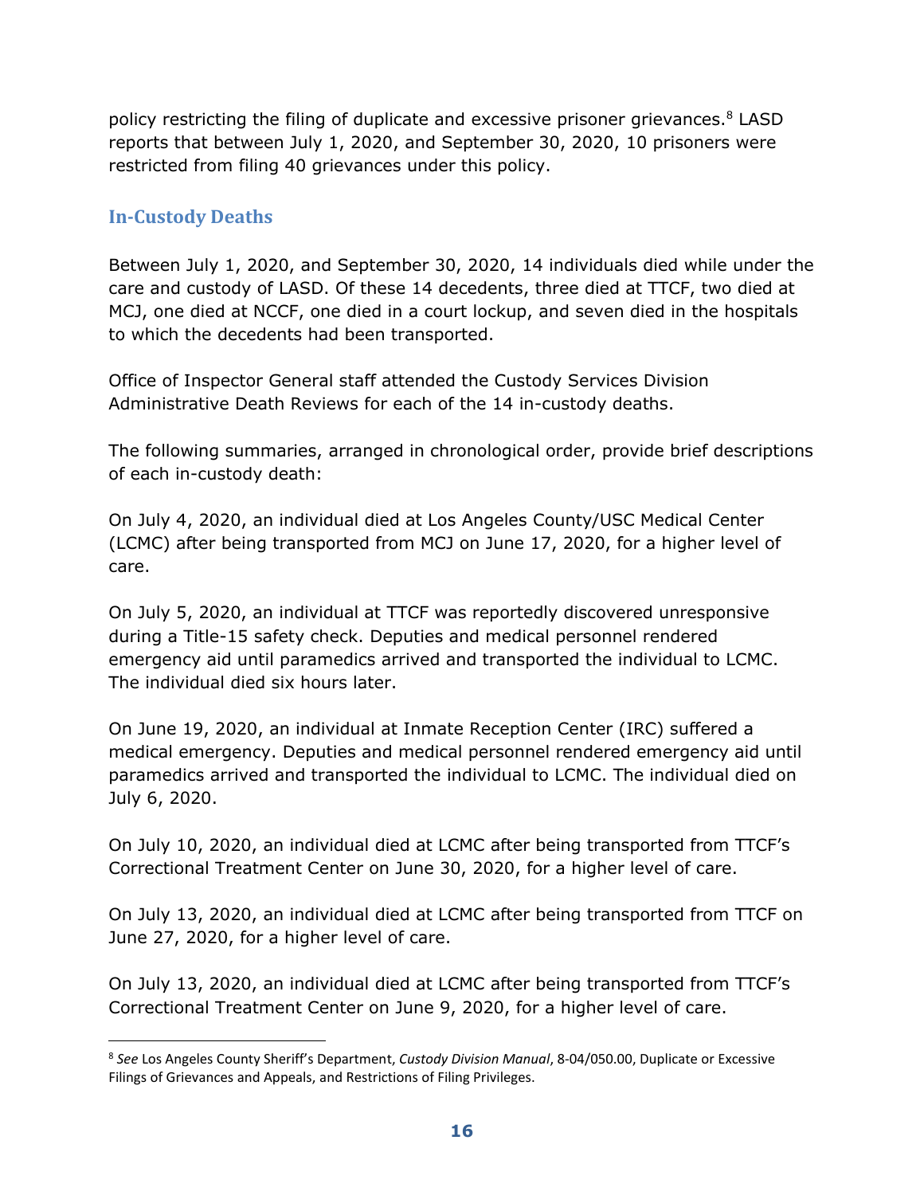policy restricting the filing of duplicate and excessive prisoner grievances.[8] LASD reports that between July 1, 2020, and September 30, 2020, 10 prisoners were restricted from filing 40 grievances under this policy.

## In-Custody Deaths

Between July 1, 2020, and September 30, 2020, 14 individuals died while under the care and custody of LASD. Of these 14 decedents, three died at TTCF, two died at MCJ, one died at NCCF, one died in a court lockup, and seven died in the hospitals to which the decedents had been transported.

Office of Inspector General staff attended the Custody Services Division Administrative Death Reviews for each of the 14 in-custody deaths.

The following summaries, arranged in chronological order, provide brief descriptions of each in-custody death:

On July 4, 2020, an individual died at Los Angeles County/USC Medical Center (LCMC) after being transported from MCJ on June 17, 2020, for a higher level of care.

On July 5, 2020, an individual at TTCF was reportedly discovered unresponsive during a Title-15 safety check. Deputies and medical personnel rendered emergency aid until paramedics arrived and transported the individual to LCMC. The individual died six hours later.

On June 19, 2020, an individual at Inmate Reception Center (IRC) suffered a medical emergency. Deputies and medical personnel rendered emergency aid until paramedics arrived and transported the individual to LCMC. The individual died on July 6, 2020.

On July 10, 2020, an individual died at LCMC after being transported from TTCF's Correctional Treatment Center on June 30, 2020, for a higher level of care.

On July 13, 2020, an individual died at LCMC after being transported from TTCF on June 27, 2020, for a higher level of care.

On July 13, 2020, an individual died at LCMC after being transported from TTCF's Correctional Treatment Center on June 9, 2020, for a higher level of care.

---

[8] *See* Los Angeles County Sheriff's Department, *Custody Division Manual*, 8-04/050.00, Duplicate or Excessive Filings of Grievances and Appeals, and Restrictions of Filing Privileges.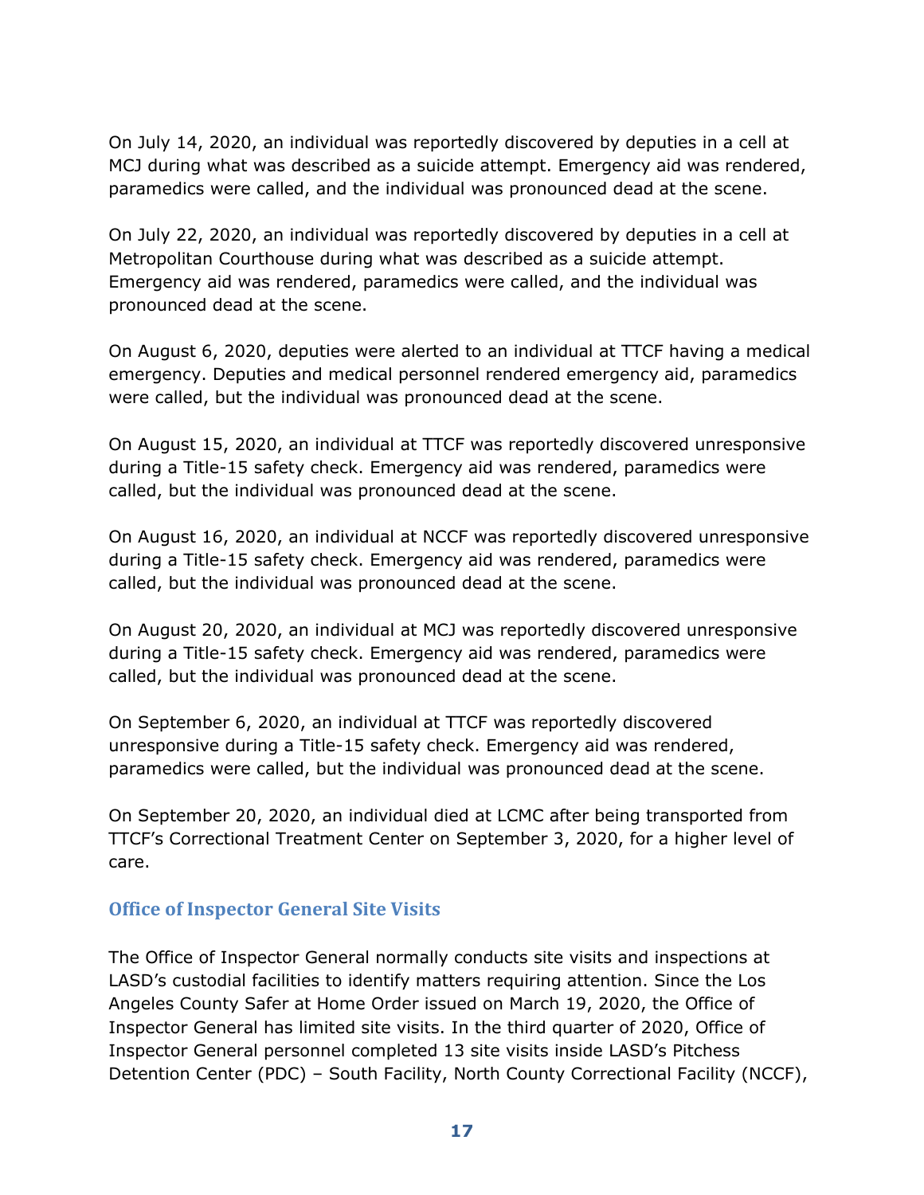On July 14, 2020, an individual was reportedly discovered by deputies in a cell at MCJ during what was described as a suicide attempt. Emergency aid was rendered, paramedics were called, and the individual was pronounced dead at the scene.

On July 22, 2020, an individual was reportedly discovered by deputies in a cell at Metropolitan Courthouse during what was described as a suicide attempt. Emergency aid was rendered, paramedics were called, and the individual was pronounced dead at the scene.

On August 6, 2020, deputies were alerted to an individual at TTCF having a medical emergency. Deputies and medical personnel rendered emergency aid, paramedics were called, but the individual was pronounced dead at the scene.

On August 15, 2020, an individual at TTCF was reportedly discovered unresponsive during a Title-15 safety check. Emergency aid was rendered, paramedics were called, but the individual was pronounced dead at the scene.

On August 16, 2020, an individual at NCCF was reportedly discovered unresponsive during a Title-15 safety check. Emergency aid was rendered, paramedics were called, but the individual was pronounced dead at the scene.

On August 20, 2020, an individual at MCJ was reportedly discovered unresponsive during a Title-15 safety check. Emergency aid was rendered, paramedics were called, but the individual was pronounced dead at the scene.

On September 6, 2020, an individual at TTCF was reportedly discovered unresponsive during a Title-15 safety check. Emergency aid was rendered, paramedics were called, but the individual was pronounced dead at the scene.

On September 20, 2020, an individual died at LCMC after being transported from TTCF's Correctional Treatment Center on September 3, 2020, for a higher level of care.

### Office of Inspector General Site Visits

The Office of Inspector General normally conducts site visits and inspections at LASD's custodial facilities to identify matters requiring attention. Since the Los Angeles County Safer at Home Order issued on March 19, 2020, the Office of Inspector General has limited site visits. In the third quarter of 2020, Office of Inspector General personnel completed 13 site visits inside LASD's Pitchess Detention Center (PDC) – South Facility, North County Correctional Facility (NCCF),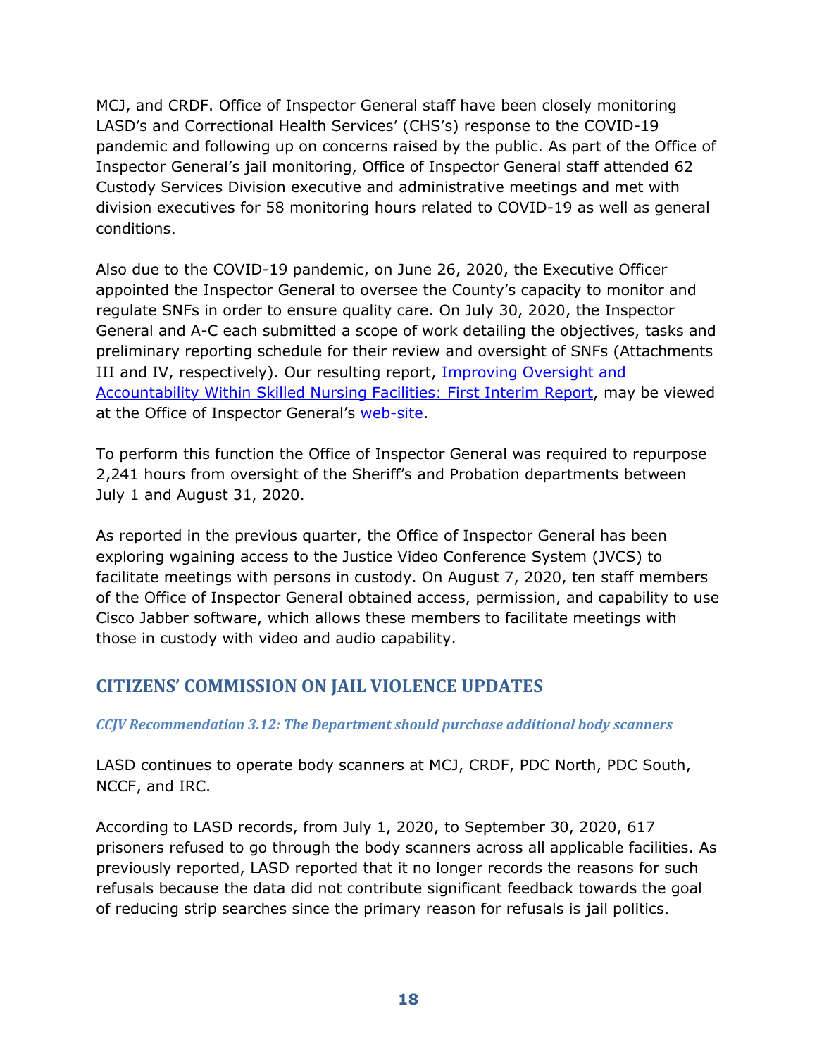MCJ, and CRDF. Office of Inspector General staff have been closely monitoring LASD's and Correctional Health Services' (CHS's) response to the COVID-19 pandemic and following up on concerns raised by the public. As part of the Office of Inspector General's jail monitoring, Office of Inspector General staff attended 62 Custody Services Division executive and administrative meetings and met with division executives for 58 monitoring hours related to COVID-19 as well as general conditions.

Also due to the COVID-19 pandemic, on June 26, 2020, the Executive Officer appointed the Inspector General to oversee the County's capacity to monitor and regulate SNFs in order to ensure quality care. On July 30, 2020, the Inspector General and A-C each submitted a scope of work detailing the objectives, tasks and preliminary reporting schedule for their review and oversight of SNFs (Attachments III and IV, respectively). Our resulting report, [Improving Oversight and Accountability Within Skilled Nursing Facilities: First Interim Report](), may be viewed at the Office of Inspector General's [web-site]().

To perform this function the Office of Inspector General was required to repurpose 2,241 hours from oversight of the Sheriff's and Probation departments between July 1 and August 31, 2020.

As reported in the previous quarter, the Office of Inspector General has been exploring wgaining access to the Justice Video Conference System (JVCS) to facilitate meetings with persons in custody. On August 7, 2020, ten staff members of the Office of Inspector General obtained access, permission, and capability to use Cisco Jabber software, which allows these members to facilitate meetings with those in custody with video and audio capability.

## CITIZENS' COMMISSION ON JAIL VIOLENCE UPDATES

#### *CCJV Recommendation 3.12: The Department should purchase additional body scanners*

LASD continues to operate body scanners at MCJ, CRDF, PDC North, PDC South, NCCF, and IRC.

According to LASD records, from July 1, 2020, to September 30, 2020, 617 prisoners refused to go through the body scanners across all applicable facilities. As previously reported, LASD reported that it no longer records the reasons for such refusals because the data did not contribute significant feedback towards the goal of reducing strip searches since the primary reason for refusals is jail politics.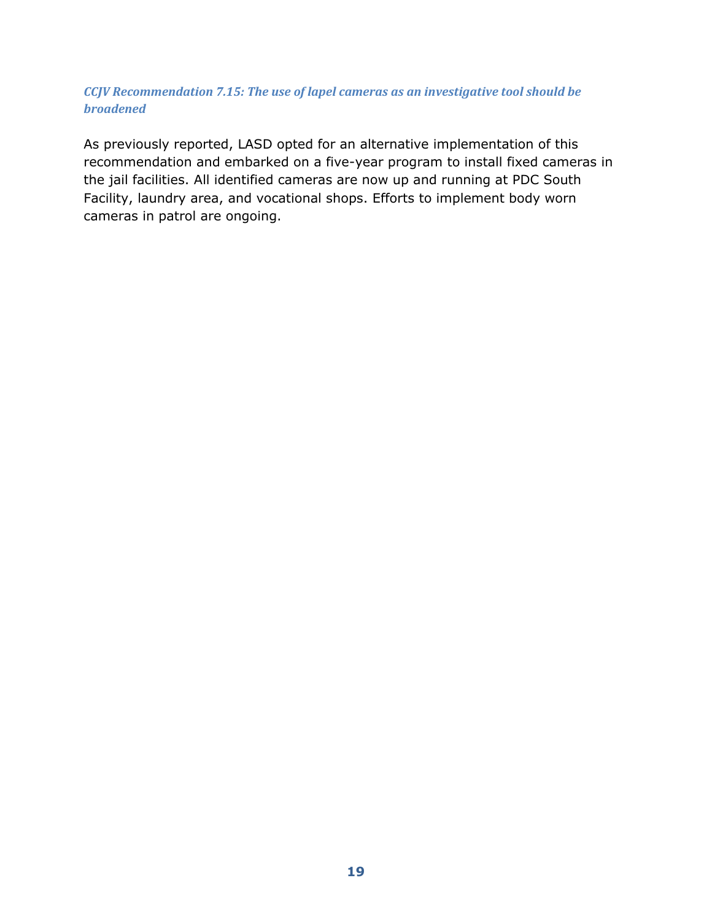### *CCJV Recommendation 7.15: The use of lapel cameras as an investigative tool should be broadened*

As previously reported, LASD opted for an alternative implementation of this recommendation and embarked on a five-year program to install fixed cameras in the jail facilities. All identified cameras are now up and running at PDC South Facility, laundry area, and vocational shops. Efforts to implement body worn cameras in patrol are ongoing.